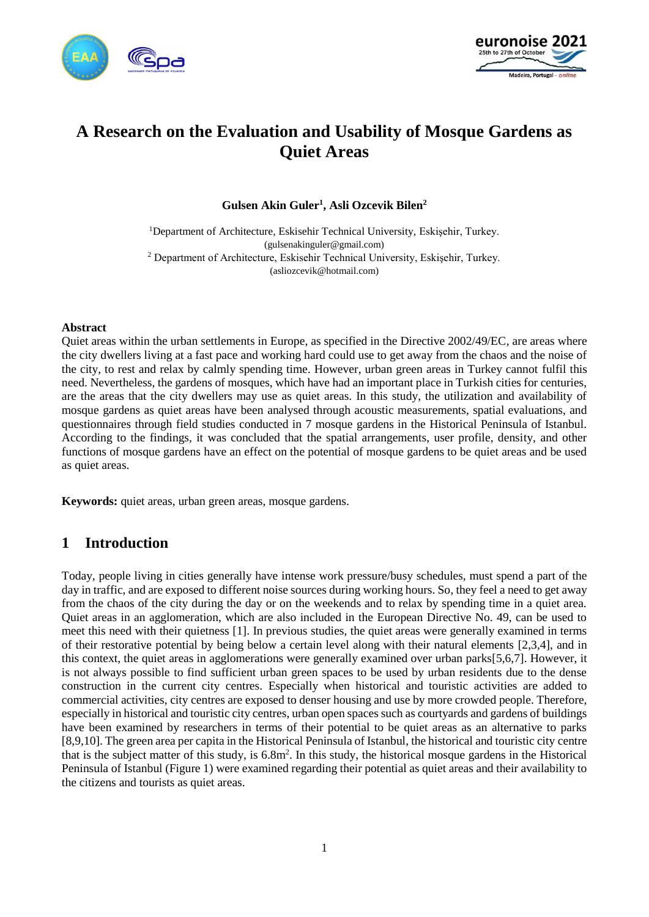# A Research on the Evaluation and Usability of Mosque Gardens as Quiet Areas

**Gulsen Akin Guler[1], Asli Ozcevik Bilen[2]**

[1]Department of Architecture, Eskisehir Technical University, Eskişehir, Turkey.
(gulsenakinguler@gmail.com)
[2] Department of Architecture, Eskisehir Technical University, Eskişehir, Turkey.
(asliozcevik@hotmail.com)

## Abstract

Quiet areas within the urban settlements in Europe, as specified in the Directive 2002/49/EC, are areas where the city dwellers living at a fast pace and working hard could use to get away from the chaos and the noise of the city, to rest and relax by calmly spending time. However, urban green areas in Turkey cannot fulfil this need. Nevertheless, the gardens of mosques, which have had an important place in Turkish cities for centuries, are the areas that the city dwellers may use as quiet areas. In this study, the utilization and availability of mosque gardens as quiet areas have been analysed through acoustic measurements, spatial evaluations, and questionnaires through field studies conducted in 7 mosque gardens in the Historical Peninsula of Istanbul. According to the findings, it was concluded that the spatial arrangements, user profile, density, and other functions of mosque gardens have an effect on the potential of mosque gardens to be quiet areas and be used as quiet areas.

**Keywords:** quiet areas, urban green areas, mosque gardens.

## 1 Introduction

Today, people living in cities generally have intense work pressure/busy schedules, must spend a part of the day in traffic, and are exposed to different noise sources during working hours. So, they feel a need to get away from the chaos of the city during the day or on the weekends and to relax by spending time in a quiet area. Quiet areas in an agglomeration, which are also included in the European Directive No. 49, can be used to meet this need with their quietness [1]. In previous studies, the quiet areas were generally examined in terms of their restorative potential by being below a certain level along with their natural elements [2,3,4], and in this context, the quiet areas in agglomerations were generally examined over urban parks[5,6,7]. However, it is not always possible to find sufficient urban green spaces to be used by urban residents due to the dense construction in the current city centres. Especially when historical and touristic activities are added to commercial activities, city centres are exposed to denser housing and use by more crowded people. Therefore, especially in historical and touristic city centres, urban open spaces such as courtyards and gardens of buildings have been examined by researchers in terms of their potential to be quiet areas as an alternative to parks [8,9,10]. The green area per capita in the Historical Peninsula of Istanbul, the historical and touristic city centre that is the subject matter of this study, is 6.8m$^2$. In this study, the historical mosque gardens in the Historical Peninsula of Istanbul (Figure 1) were examined regarding their potential as quiet areas and their availability to the citizens and tourists as quiet areas.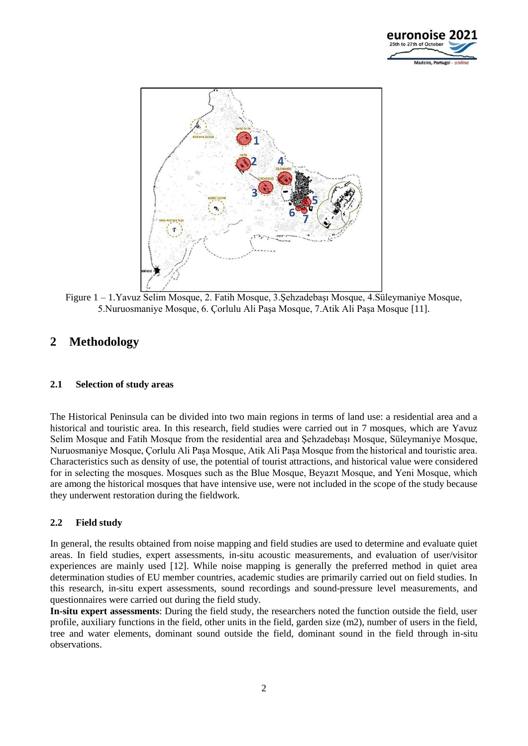Figure 1 – 1.Yavuz Selim Mosque, 2. Fatih Mosque, 3.Şehzadebaşı Mosque, 4.Süleymaniye Mosque, 5.Nuruosmaniye Mosque, 6. Çorlulu Ali Paşa Mosque, 7.Atik Ali Paşa Mosque [11].

# 2 Methodology

## 2.1 Selection of study areas

The Historical Peninsula can be divided into two main regions in terms of land use: a residential area and a historical and touristic area. In this research, field studies were carried out in 7 mosques, which are Yavuz Selim Mosque and Fatih Mosque from the residential area and Şehzadebaşı Mosque, Süleymaniye Mosque, Nuruosmaniye Mosque, Çorlulu Ali Paşa Mosque, Atik Ali Paşa Mosque from the historical and touristic area. Characteristics such as density of use, the potential of tourist attractions, and historical value were considered for in selecting the mosques. Mosques such as the Blue Mosque, Beyazıt Mosque, and Yeni Mosque, which are among the historical mosques that have intensive use, were not included in the scope of the study because they underwent restoration during the fieldwork.

## 2.2 Field study

In general, the results obtained from noise mapping and field studies are used to determine and evaluate quiet areas. In field studies, expert assessments, in-situ acoustic measurements, and evaluation of user/visitor experiences are mainly used [12]. While noise mapping is generally the preferred method in quiet area determination studies of EU member countries, academic studies are primarily carried out on field studies. In this research, in-situ expert assessments, sound recordings and sound-pressure level measurements, and questionnaires were carried out during the field study.

**In-situ expert assessments**: During the field study, the researchers noted the function outside the field, user profile, auxiliary functions in the field, other units in the field, garden size (m2), number of users in the field, tree and water elements, dominant sound outside the field, dominant sound in the field through in-situ observations.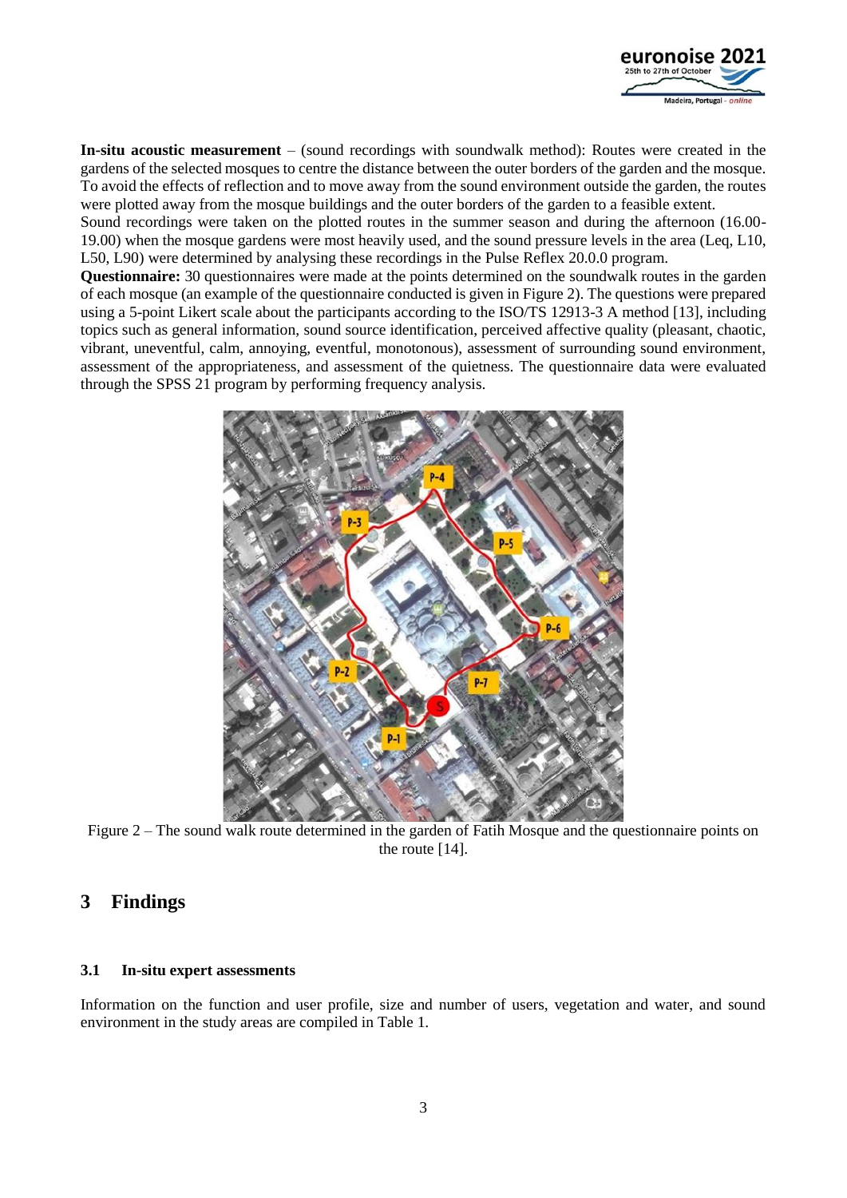**In-situ acoustic measurement** – (sound recordings with soundwalk method): Routes were created in the gardens of the selected mosques to centre the distance between the outer borders of the garden and the mosque. To avoid the effects of reflection and to move away from the sound environment outside the garden, the routes were plotted away from the mosque buildings and the outer borders of the garden to a feasible extent.

Sound recordings were taken on the plotted routes in the summer season and during the afternoon (16.00-19.00) when the mosque gardens were most heavily used, and the sound pressure levels in the area (Leq, L10, L50, L90) were determined by analysing these recordings in the Pulse Reflex 20.0.0 program.

**Questionnaire:** 30 questionnaires were made at the points determined on the soundwalk routes in the garden of each mosque (an example of the questionnaire conducted is given in Figure 2). The questions were prepared using a 5-point Likert scale about the participants according to the ISO/TS 12913-3 A method [13], including topics such as general information, sound source identification, perceived affective quality (pleasant, chaotic, vibrant, uneventful, calm, annoying, eventful, monotonous), assessment of surrounding sound environment, assessment of the appropriateness, and assessment of the quietness. The questionnaire data were evaluated through the SPSS 21 program by performing frequency analysis.

Figure 2 – The sound walk route determined in the garden of Fatih Mosque and the questionnaire points on the route [14].

## 3 Findings

### 3.1 In-situ expert assessments

Information on the function and user profile, size and number of users, vegetation and water, and sound environment in the study areas are compiled in Table 1.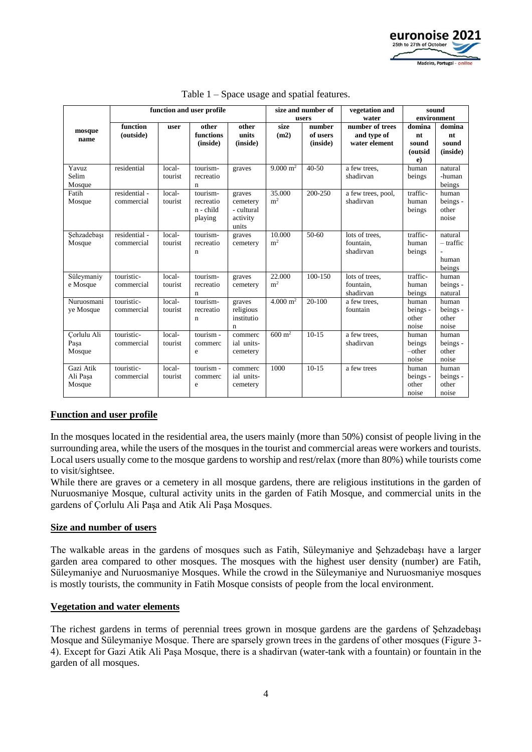Table 1 – Space usage and spatial features.

| mosque name | function and user profile | | | | size and number of users | | vegetation and water | sound environment | |
|---|---|---|---|---|---|---|---|---|---|
| | function (outside) | user | other functions (inside) | other units (inside) | size (m2) | number of users (inside) | number of trees and type of water element | dominant sound (outside) | dominant (inside) |
| Yavuz Selim Mosque | residential | local-tourist | tourism-recreation | graves | 9.000 m² | 40-50 | a few trees, shadirvan | human beings | natural -human beings |
| Fatih Mosque | residential - commercial | local-tourist | tourism-recreation - child playing | graves cemetery - cultural activity units | 35.000 m² | 200-250 | a few trees, pool, shadirvan | traffic-human beings | human beings - other noise |
| Şehzadebaşı Mosque | residential - commercial | local-tourist | tourism-recreation | graves cemetery | 10.000 m² | 50-60 | lots of trees, fountain, shadirvan | traffic-human beings | natural – traffic - human beings |
| Süleymaniye Mosque | touristic-commercial | local-tourist | tourism-recreation | graves cemetery | 22.000 m² | 100-150 | lots of trees, fountain, shadirvan | traffic-human beings | human beings - natural |
| Nuruosmaniye Mosque | touristic-commercial | local-tourist | tourism-recreation | graves religious institution | 4.000 m² | 20-100 | a few trees, fountain | human beings - other noise | human beings - other noise |
| Çorlulu Ali Paşa Mosque | touristic-commercial | local-tourist | tourism - commerce | commercial units-cemetery | 600 m² | 10-15 | a few trees, shadirvan | human beings –other noise | human beings - other noise |
| Gazi Atik Ali Paşa Mosque | touristic-commercial | local-tourist | tourism - commerce | commercial units-cemetery | 1000 | 10-15 | a few trees | human beings - other noise | human beings - other noise |

## Function and user profile

In the mosques located in the residential area, the users mainly (more than 50%) consist of people living in the surrounding area, while the users of the mosques in the tourist and commercial areas were workers and tourists. Local users usually come to the mosque gardens to worship and rest/relax (more than 80%) while tourists come to visit/sightsee.

While there are graves or a cemetery in all mosque gardens, there are religious institutions in the garden of Nuruosmaniye Mosque, cultural activity units in the garden of Fatih Mosque, and commercial units in the gardens of Çorlulu Ali Paşa and Atik Ali Paşa Mosques.

## Size and number of users

The walkable areas in the gardens of mosques such as Fatih, Süleymaniye and Şehzadebaşı have a larger garden area compared to other mosques. The mosques with the highest user density (number) are Fatih, Süleymaniye and Nuruosmaniye Mosques. While the crowd in the Süleymaniye and Nuruosmaniye mosques is mostly tourists, the community in Fatih Mosque consists of people from the local environment.

## Vegetation and water elements

The richest gardens in terms of perennial trees grown in mosque gardens are the gardens of Şehzadebaşı Mosque and Süleymaniye Mosque. There are sparsely grown trees in the gardens of other mosques (Figure 3-4). Except for Gazi Atik Ali Paşa Mosque, there is a shadirvan (water-tank with a fountain) or fountain in the garden of all mosques.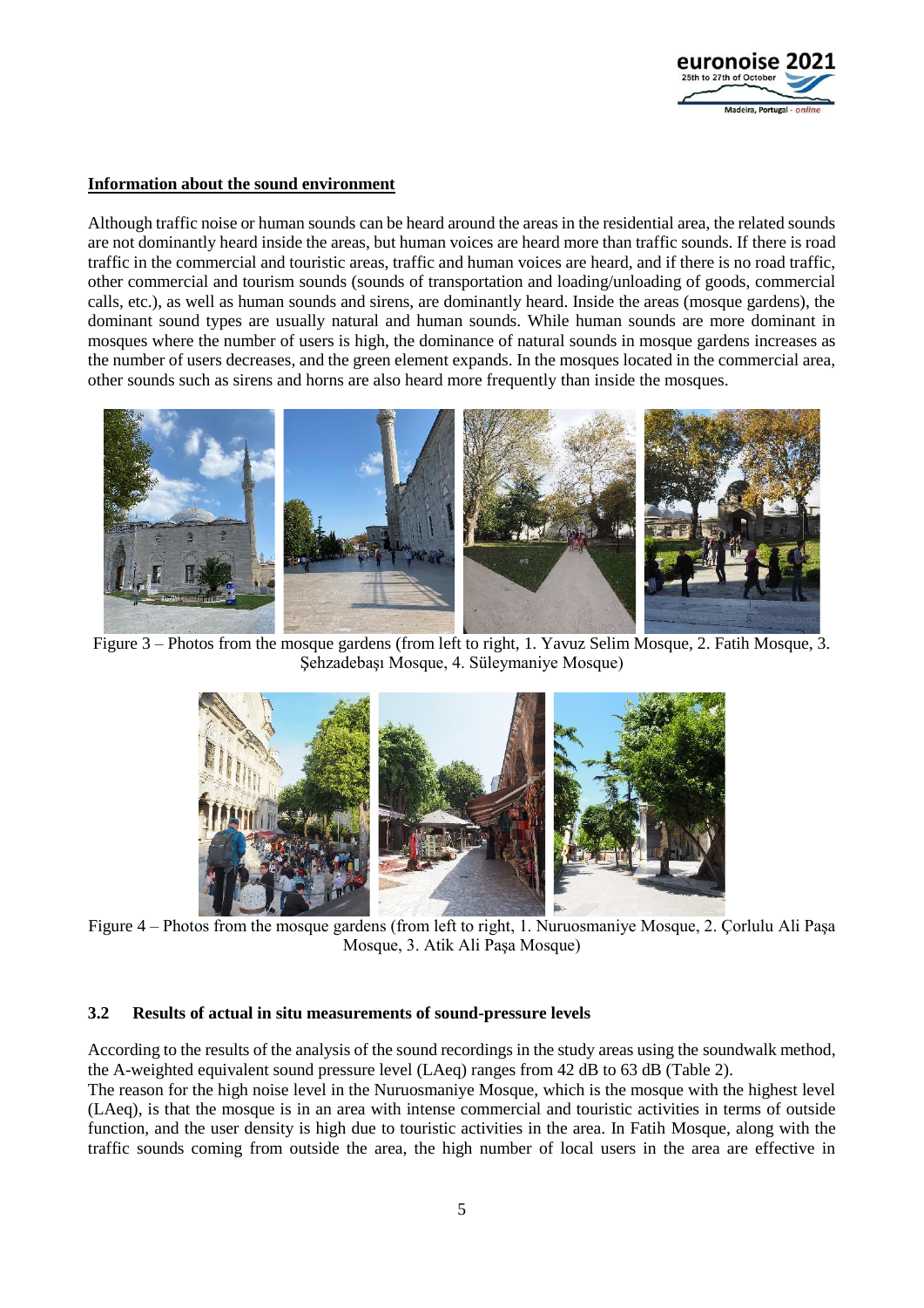**Information about the sound environment**

Although traffic noise or human sounds can be heard around the areas in the residential area, the related sounds are not dominantly heard inside the areas, but human voices are heard more than traffic sounds. If there is road traffic in the commercial and touristic areas, traffic and human voices are heard, and if there is no road traffic, other commercial and tourism sounds (sounds of transportation and loading/unloading of goods, commercial calls, etc.), as well as human sounds and sirens, are dominantly heard. Inside the areas (mosque gardens), the dominant sound types are usually natural and human sounds. While human sounds are more dominant in mosques where the number of users is high, the dominance of natural sounds in mosque gardens increases as the number of users decreases, and the green element expands. In the mosques located in the commercial area, other sounds such as sirens and horns are also heard more frequently than inside the mosques.

Figure 3 – Photos from the mosque gardens (from left to right, 1. Yavuz Selim Mosque, 2. Fatih Mosque, 3. Şehzadebaşı Mosque, 4. Süleymaniye Mosque)

Figure 4 – Photos from the mosque gardens (from left to right, 1. Nuruosmaniye Mosque, 2. Çorlulu Ali Paşa Mosque, 3. Atik Ali Paşa Mosque)

### 3.2 Results of actual in situ measurements of sound-pressure levels

According to the results of the analysis of the sound recordings in the study areas using the soundwalk method, the A-weighted equivalent sound pressure level (LAeq) ranges from 42 dB to 63 dB (Table 2).

The reason for the high noise level in the Nuruosmaniye Mosque, which is the mosque with the highest level (LAeq), is that the mosque is in an area with intense commercial and touristic activities in terms of outside function, and the user density is high due to touristic activities in the area. In Fatih Mosque, along with the traffic sounds coming from outside the area, the high number of local users in the area are effective in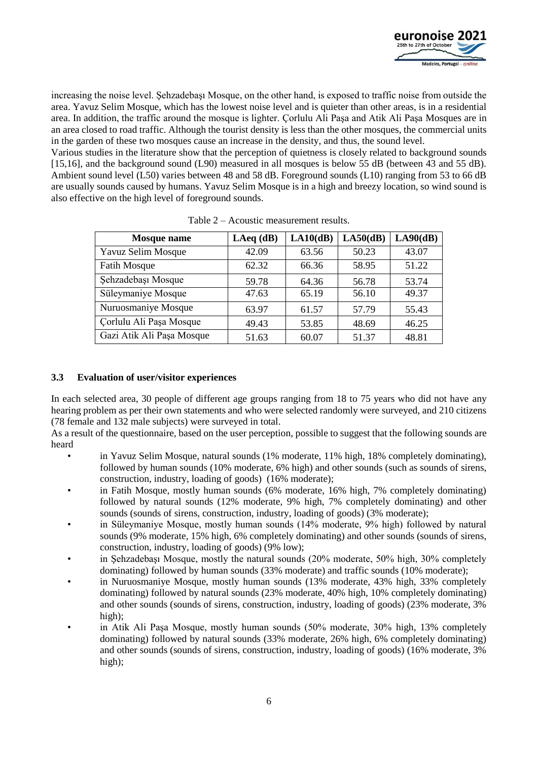increasing the noise level. Şehzadebaşı Mosque, on the other hand, is exposed to traffic noise from outside the area. Yavuz Selim Mosque, which has the lowest noise level and is quieter than other areas, is in a residential area. In addition, the traffic around the mosque is lighter. Çorlulu Ali Paşa and Atik Ali Paşa Mosques are in an area closed to road traffic. Although the tourist density is less than the other mosques, the commercial units in the garden of these two mosques cause an increase in the density, and thus, the sound level.

Various studies in the literature show that the perception of quietness is closely related to background sounds [15,16], and the background sound (L90) measured in all mosques is below 55 dB (between 43 and 55 dB). Ambient sound level (L50) varies between 48 and 58 dB. Foreground sounds (L10) ranging from 53 to 66 dB are usually sounds caused by humans. Yavuz Selim Mosque is in a high and breezy location, so wind sound is also effective on the high level of foreground sounds.

Table 2 – Acoustic measurement results.

| Mosque name | LAeq (dB) | LA10(dB) | LA50(dB) | LA90(dB) |
|---|---|---|---|---|
| Yavuz Selim Mosque | 42.09 | 63.56 | 50.23 | 43.07 |
| Fatih Mosque | 62.32 | 66.36 | 58.95 | 51.22 |
| Şehzadebaşı Mosque | 59.78 | 64.36 | 56.78 | 53.74 |
| Süleymaniye Mosque | 47.63 | 65.19 | 56.10 | 49.37 |
| Nuruosmaniye Mosque | 63.97 | 61.57 | 57.79 | 55.43 |
| Çorlulu Ali Paşa Mosque | 49.43 | 53.85 | 48.69 | 46.25 |
| Gazi Atik Ali Paşa Mosque | 51.63 | 60.07 | 51.37 | 48.81 |

### 3.3 Evaluation of user/visitor experiences

In each selected area, 30 people of different age groups ranging from 18 to 75 years who did not have any hearing problem as per their own statements and who were selected randomly were surveyed, and 210 citizens (78 female and 132 male subjects) were surveyed in total.

As a result of the questionnaire, based on the user perception, possible to suggest that the following sounds are heard

- in Yavuz Selim Mosque, natural sounds (1% moderate, 11% high, 18% completely dominating), followed by human sounds (10% moderate, 6% high) and other sounds (such as sounds of sirens, construction, industry, loading of goods) (16% moderate);
- in Fatih Mosque, mostly human sounds (6% moderate, 16% high, 7% completely dominating) followed by natural sounds (12% moderate, 9% high, 7% completely dominating) and other sounds (sounds of sirens, construction, industry, loading of goods) (3% moderate);
- in Süleymaniye Mosque, mostly human sounds (14% moderate, 9% high) followed by natural sounds (9% moderate, 15% high, 6% completely dominating) and other sounds (sounds of sirens, construction, industry, loading of goods) (9% low);
- in Şehzadebaşı Mosque, mostly the natural sounds (20% moderate, 50% high, 30% completely dominating) followed by human sounds (33% moderate) and traffic sounds (10% moderate);
- in Nuruosmaniye Mosque, mostly human sounds (13% moderate, 43% high, 33% completely dominating) followed by natural sounds (23% moderate, 40% high, 10% completely dominating) and other sounds (sounds of sirens, construction, industry, loading of goods) (23% moderate, 3% high);
- in Atik Ali Paşa Mosque, mostly human sounds (50% moderate, 30% high, 13% completely dominating) followed by natural sounds (33% moderate, 26% high, 6% completely dominating) and other sounds (sounds of sirens, construction, industry, loading of goods) (16% moderate, 3% high);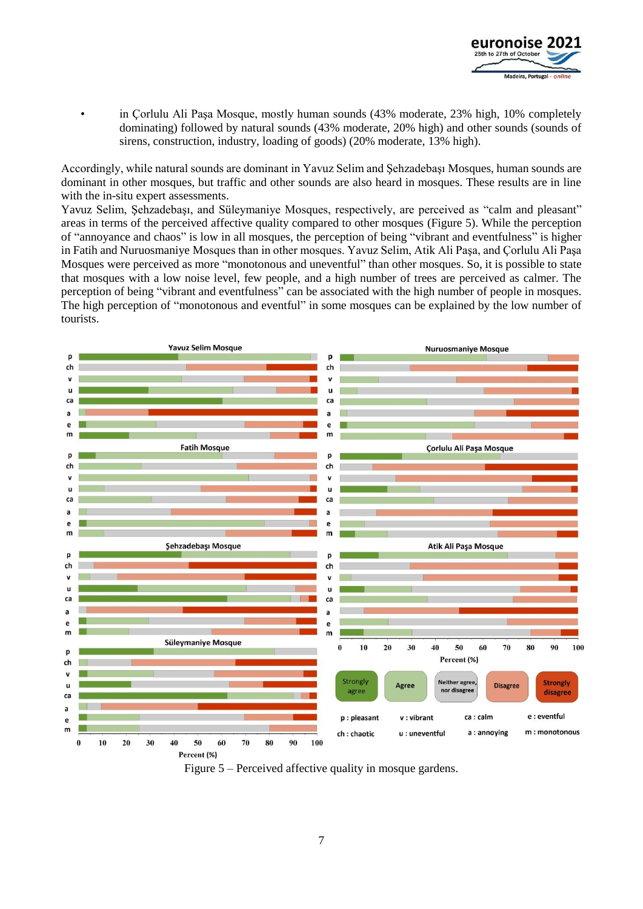- in Çorlulu Ali Paşa Mosque, mostly human sounds (43% moderate, 23% high, 10% completely dominating) followed by natural sounds (43% moderate, 20% high) and other sounds (sounds of sirens, construction, industry, loading of goods) (20% moderate, 13% high).

Accordingly, while natural sounds are dominant in Yavuz Selim and Şehzadebaşı Mosques, human sounds are dominant in other mosques, but traffic and other sounds are also heard in mosques. These results are in line with the in-situ expert assessments.

Yavuz Selim, Şehzadebaşı, and Süleymaniye Mosques, respectively, are perceived as "calm and pleasant" areas in terms of the perceived affective quality compared to other mosques (Figure 5). While the perception of "annoyance and chaos" is low in all mosques, the perception of being "vibrant and eventfulness" is higher in Fatih and Nuruosmaniye Mosques than in other mosques. Yavuz Selim, Atik Ali Paşa, and Çorlulu Ali Paşa Mosques were perceived as more "monotonous and uneventful" than other mosques. So, it is possible to state that mosques with a low noise level, few people, and a high number of trees are perceived as calmer. The perception of being "vibrant and eventfulness" can be associated with the high number of people in mosques. The high perception of "monotonous and eventful" in some mosques can be explained by the low number of tourists.

Figure 5 – Perceived affective quality in mosque gardens.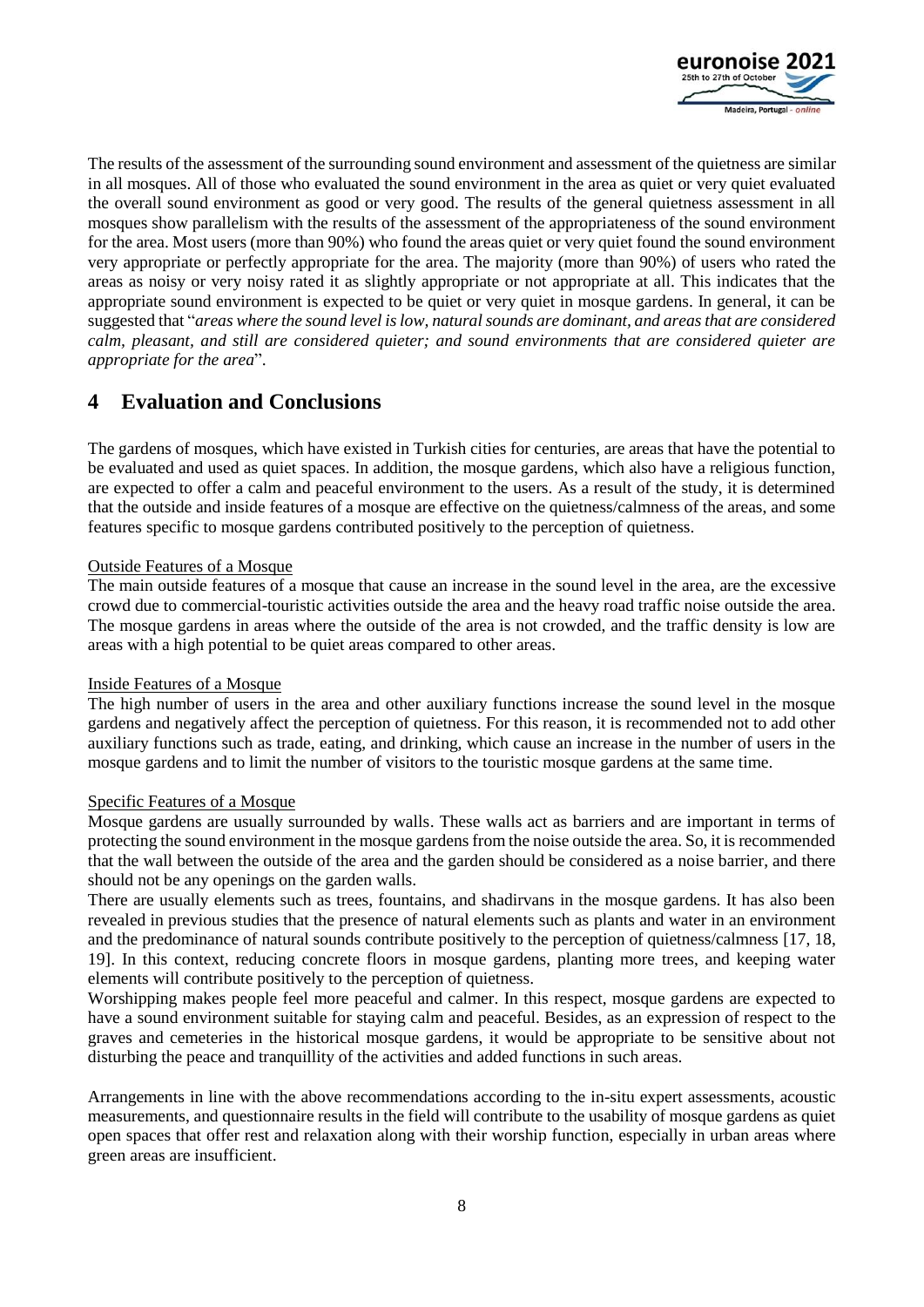The results of the assessment of the surrounding sound environment and assessment of the quietness are similar in all mosques. All of those who evaluated the sound environment in the area as quiet or very quiet evaluated the overall sound environment as good or very good. The results of the general quietness assessment in all mosques show parallelism with the results of the assessment of the appropriateness of the sound environment for the area. Most users (more than 90%) who found the areas quiet or very quiet found the sound environment very appropriate or perfectly appropriate for the area. The majority (more than 90%) of users who rated the areas as noisy or very noisy rated it as slightly appropriate or not appropriate at all. This indicates that the appropriate sound environment is expected to be quiet or very quiet in mosque gardens. In general, it can be suggested that "*areas where the sound level is low, natural sounds are dominant, and areas that are considered calm, pleasant, and still are considered quieter; and sound environments that are considered quieter are appropriate for the area*".

# 4 Evaluation and Conclusions

The gardens of mosques, which have existed in Turkish cities for centuries, are areas that have the potential to be evaluated and used as quiet spaces. In addition, the mosque gardens, which also have a religious function, are expected to offer a calm and peaceful environment to the users. As a result of the study, it is determined that the outside and inside features of a mosque are effective on the quietness/calmness of the areas, and some features specific to mosque gardens contributed positively to the perception of quietness.

<u>Outside Features of a Mosque</u>

The main outside features of a mosque that cause an increase in the sound level in the area, are the excessive crowd due to commercial-touristic activities outside the area and the heavy road traffic noise outside the area. The mosque gardens in areas where the outside of the area is not crowded, and the traffic density is low are areas with a high potential to be quiet areas compared to other areas.

<u>Inside Features of a Mosque</u>

The high number of users in the area and other auxiliary functions increase the sound level in the mosque gardens and negatively affect the perception of quietness. For this reason, it is recommended not to add other auxiliary functions such as trade, eating, and drinking, which cause an increase in the number of users in the mosque gardens and to limit the number of visitors to the touristic mosque gardens at the same time.

<u>Specific Features of a Mosque</u>

Mosque gardens are usually surrounded by walls. These walls act as barriers and are important in terms of protecting the sound environment in the mosque gardens from the noise outside the area. So, it is recommended that the wall between the outside of the area and the garden should be considered as a noise barrier, and there should not be any openings on the garden walls.

There are usually elements such as trees, fountains, and shadirvans in the mosque gardens. It has also been revealed in previous studies that the presence of natural elements such as plants and water in an environment and the predominance of natural sounds contribute positively to the perception of quietness/calmness [17, 18, 19]. In this context, reducing concrete floors in mosque gardens, planting more trees, and keeping water elements will contribute positively to the perception of quietness.

Worshipping makes people feel more peaceful and calmer. In this respect, mosque gardens are expected to have a sound environment suitable for staying calm and peaceful. Besides, as an expression of respect to the graves and cemeteries in the historical mosque gardens, it would be appropriate to be sensitive about not disturbing the peace and tranquillity of the activities and added functions in such areas.

Arrangements in line with the above recommendations according to the in-situ expert assessments, acoustic measurements, and questionnaire results in the field will contribute to the usability of mosque gardens as quiet open spaces that offer rest and relaxation along with their worship function, especially in urban areas where green areas are insufficient.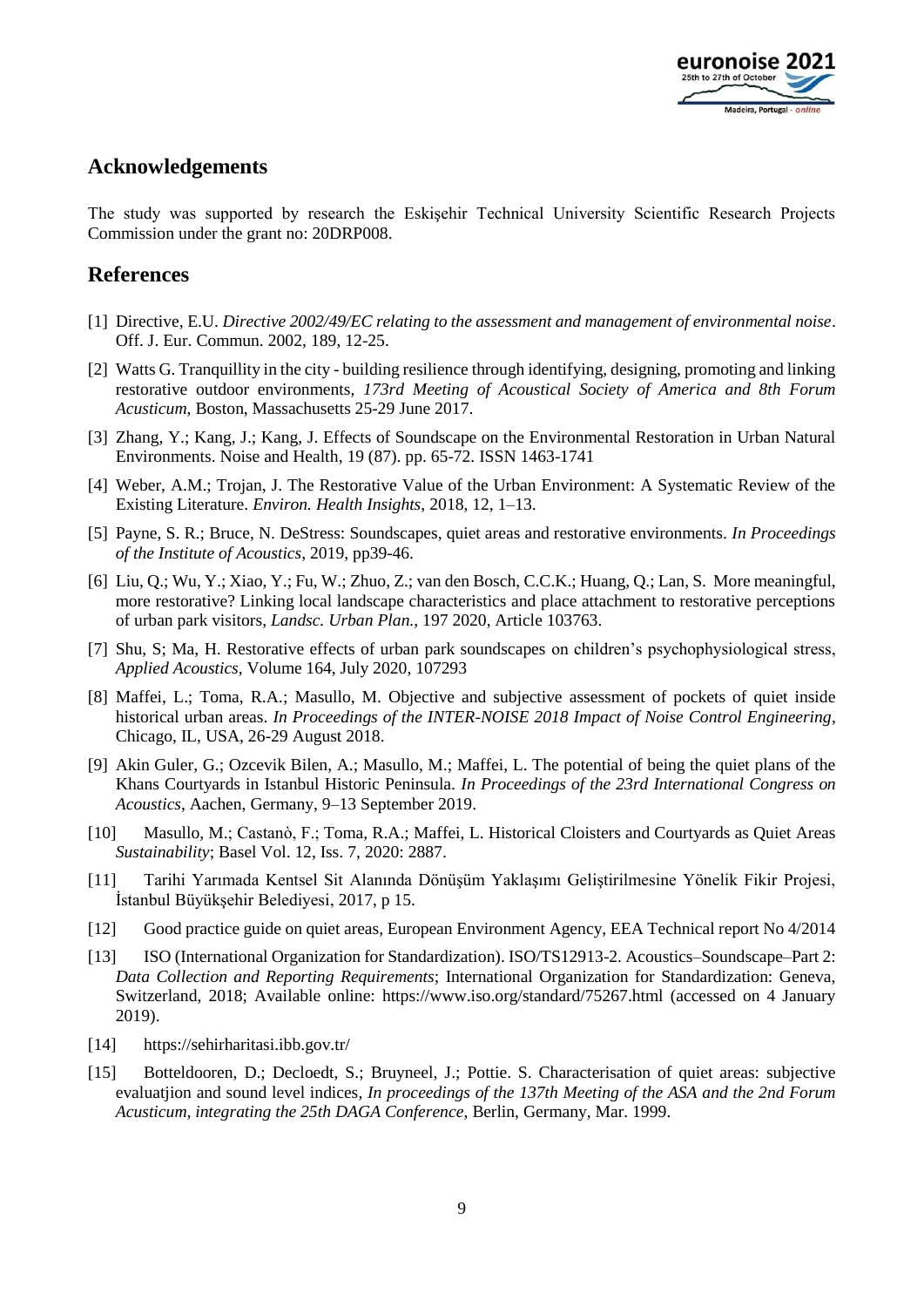## Acknowledgements

The study was supported by research the Eskişehir Technical University Scientific Research Projects Commission under the grant no: 20DRP008.

## References

[1] Directive, E.U. *Directive 2002/49/EC relating to the assessment and management of environmental noise*. Off. J. Eur. Commun. 2002, 189, 12-25.

[2] Watts G. Tranquillity in the city - building resilience through identifying, designing, promoting and linking restorative outdoor environments, *173rd Meeting of Acoustical Society of America and 8th Forum Acusticum*, Boston, Massachusetts 25-29 June 2017.

[3] Zhang, Y.; Kang, J.; Kang, J. Effects of Soundscape on the Environmental Restoration in Urban Natural Environments. Noise and Health, 19 (87). pp. 65-72. ISSN 1463-1741

[4] Weber, A.M.; Trojan, J. The Restorative Value of the Urban Environment: A Systematic Review of the Existing Literature. *Environ. Health Insights*, 2018, 12, 1–13.

[5] Payne, S. R.; Bruce, N. DeStress: Soundscapes, quiet areas and restorative environments. *In Proceedings of the Institute of Acoustics*, 2019, pp39-46.

[6] Liu, Q.; Wu, Y.; Xiao, Y.; Fu, W.; Zhuo, Z.; van den Bosch, C.C.K.; Huang, Q.; Lan, S. More meaningful, more restorative? Linking local landscape characteristics and place attachment to restorative perceptions of urban park visitors, *Landsc. Urban Plan.*, 197 2020, Article 103763.

[7] Shu, S; Ma, H. Restorative effects of urban park soundscapes on children's psychophysiological stress, *Applied Acoustics*, Volume 164, July 2020, 107293

[8] Maffei, L.; Toma, R.A.; Masullo, M. Objective and subjective assessment of pockets of quiet inside historical urban areas. *In Proceedings of the INTER-NOISE 2018 Impact of Noise Control Engineering*, Chicago, IL, USA, 26-29 August 2018.

[9] Akin Guler, G.; Ozcevik Bilen, A.; Masullo, M.; Maffei, L. The potential of being the quiet plans of the Khans Courtyards in Istanbul Historic Peninsula. *In Proceedings of the 23rd International Congress on Acoustics*, Aachen, Germany, 9–13 September 2019.

[10] Masullo, M.; Castanò, F.; Toma, R.A.; Maffei, L. Historical Cloisters and Courtyards as Quiet Areas *Sustainability*; Basel Vol. 12, Iss. 7, 2020: 2887.

[11] Tarihi Yarımada Kentsel Sit Alanında Dönüşüm Yaklaşımı Geliştirilmesine Yönelik Fikir Projesi, İstanbul Büyükşehir Belediyesi, 2017, p 15.

[12] Good practice guide on quiet areas, European Environment Agency, EEA Technical report No 4/2014

[13] ISO (International Organization for Standardization). ISO/TS12913-2. Acoustics–Soundscape–Part 2: *Data Collection and Reporting Requirements*; International Organization for Standardization: Geneva, Switzerland, 2018; Available online: https://www.iso.org/standard/75267.html (accessed on 4 January 2019).

[14] https://sehirharitasi.ibb.gov.tr/

[15] Botteldooren, D.; Decloedt, S.; Bruyneel, J.; Pottie. S. Characterisation of quiet areas: subjective evaluatjion and sound level indices, *In proceedings of the 137th Meeting of the ASA and the 2nd Forum Acusticum, integrating the 25th DAGA Conference*, Berlin, Germany, Mar. 1999.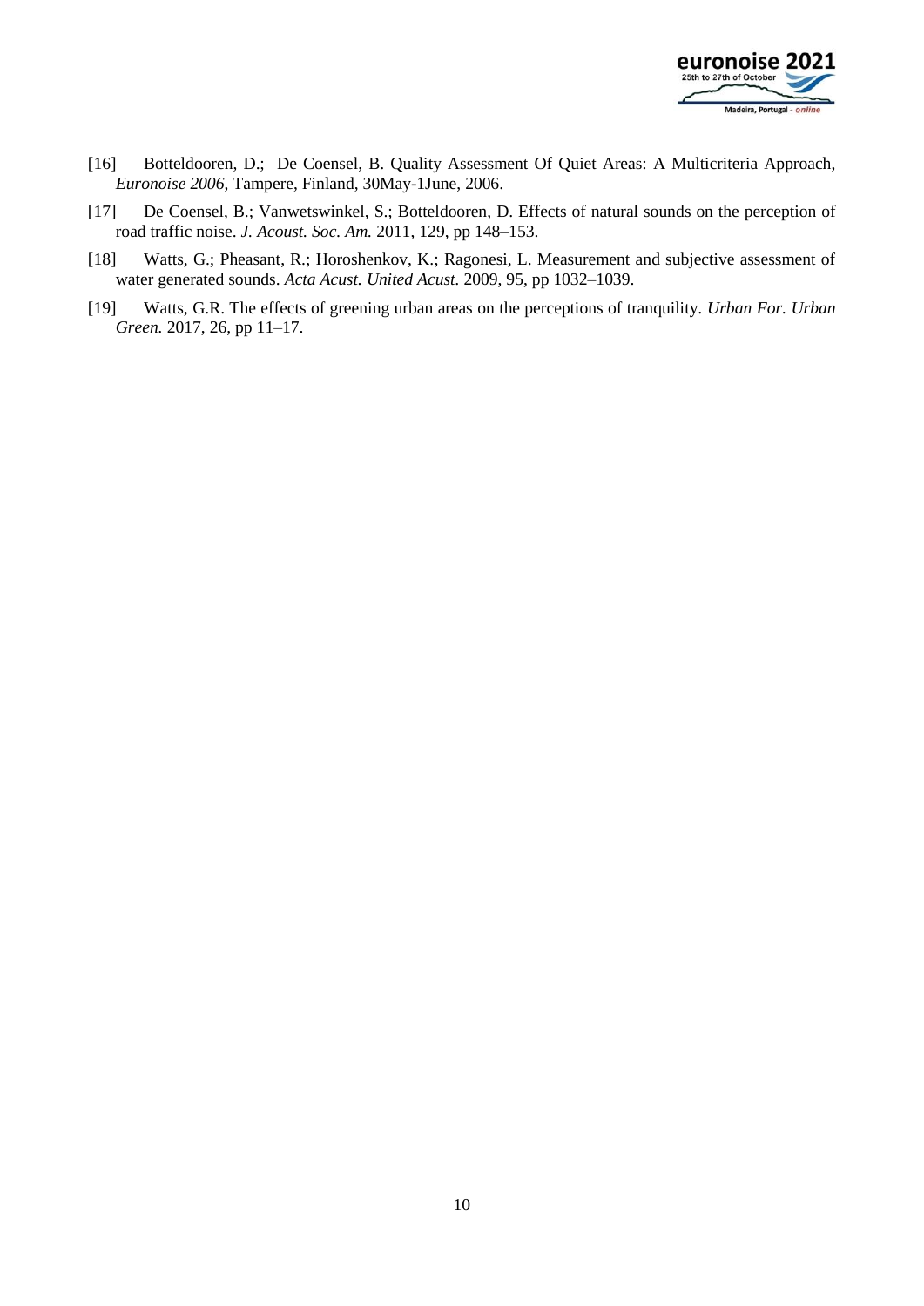[16] Botteldooren, D.; De Coensel, B. Quality Assessment Of Quiet Areas: A Multicriteria Approach, *Euronoise 2006*, Tampere, Finland, 30May-1June, 2006.

[17] De Coensel, B.; Vanwetswinkel, S.; Botteldooren, D. Effects of natural sounds on the perception of road traffic noise. *J. Acoust. Soc. Am.* 2011, 129, pp 148–153.

[18] Watts, G.; Pheasant, R.; Horoshenkov, K.; Ragonesi, L. Measurement and subjective assessment of water generated sounds. *Acta Acust. United Acust.* 2009, 95, pp 1032–1039.

[19] Watts, G.R. The effects of greening urban areas on the perceptions of tranquility. *Urban For. Urban Green.* 2017, 26, pp 11–17.